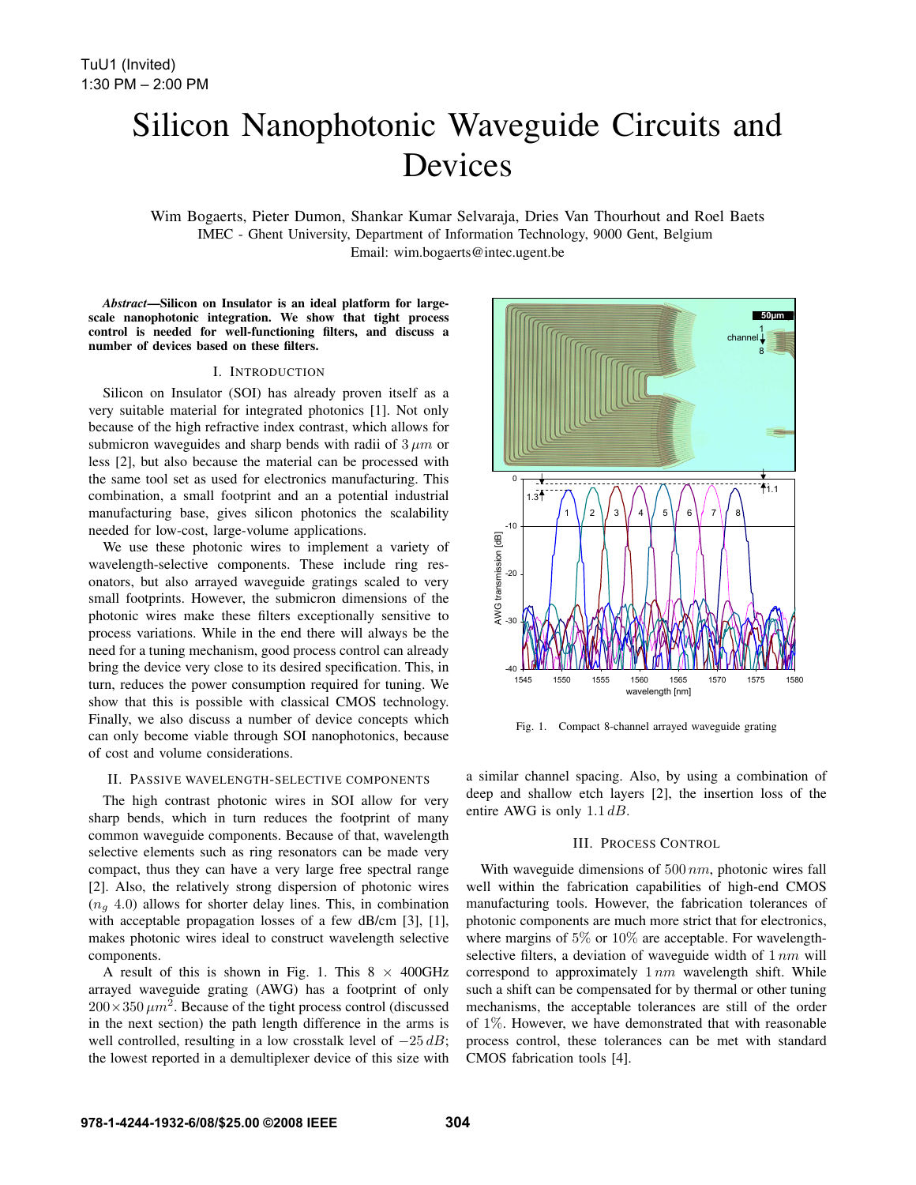TuU1 (Invited)
1:30 PM – 2:00 PM

# Silicon Nanophotonic Waveguide Circuits and Devices

Wim Bogaerts, Pieter Dumon, Shankar Kumar Selvaraja, Dries Van Thourhout and Roel Baets
IMEC - Ghent University, Department of Information Technology, 9000 Gent, Belgium
Email: wim.bogaerts@intec.ugent.be

***Abstract*—Silicon on Insulator is an ideal platform for large-scale nanophotonic integration. We show that tight process control is needed for well-functioning filters, and discuss a number of devices based on these filters.**

## I. Introduction

Silicon on Insulator (SOI) has already proven itself as a very suitable material for integrated photonics [1]. Not only because of the high refractive index contrast, which allows for submicron waveguides and sharp bends with radii of $3\,\mu m$ or less [2], but also because the material can be processed with the same tool set as used for electronics manufacturing. This combination, a small footprint and an a potential industrial manufacturing base, gives silicon photonics the scalability needed for low-cost, large-volume applications.

We use these photonic wires to implement a variety of wavelength-selective components. These include ring resonators, but also arrayed waveguide gratings scaled to very small footprints. However, the submicron dimensions of the photonic wires make these filters exceptionally sensitive to process variations. While in the end there will always be the need for a tuning mechanism, good process control can already bring the device very close to its desired specification. This, in turn, reduces the power consumption required for tuning. We show that this is possible with classical CMOS technology. Finally, we also discuss a number of device concepts which can only become viable through SOI nanophotonics, because of cost and volume considerations.

## II. Passive wavelength-selective components

The high contrast photonic wires in SOI allow for very sharp bends, which in turn reduces the footprint of many common waveguide components. Because of that, wavelength selective elements such as ring resonators can be made very compact, thus they can have a very large free spectral range [2]. Also, the relatively strong dispersion of photonic wires ($n_g$ 4.0) allows for shorter delay lines. This, in combination with acceptable propagation losses of a few dB/cm [3], [1], makes photonic wires ideal to construct wavelength selective components.

A result of this is shown in Fig. 1. This $8 \times 400$GHz arrayed waveguide grating (AWG) has a footprint of only $200 \times 350\,\mu m^2$. Because of the tight process control (discussed in the next section) the path length difference in the arms is well controlled, resulting in a low crosstalk level of $-25\,dB$; the lowest reported in a demultiplexer device of this size with a similar channel spacing. Also, by using a combination of deep and shallow etch layers [2], the insertion loss of the entire AWG is only $1.1\,dB$.

Fig. 1. Compact 8-channel arrayed waveguide grating

## III. Process Control

With waveguide dimensions of $500\,nm$, photonic wires fall well within the fabrication capabilities of high-end CMOS manufacturing tools. However, the fabrication tolerances of photonic components are much more strict that for electronics, where margins of $5\%$ or $10\%$ are acceptable. For wavelength-selective filters, a deviation of waveguide width of $1\,nm$ will correspond to approximately $1\,nm$ wavelength shift. While such a shift can be compensated for by thermal or other tuning mechanisms, the acceptable tolerances are still of the order of $1\%$. However, we have demonstrated that with reasonable process control, these tolerances can be met with standard CMOS fabrication tools [4].

978-1-4244-1932-6/08/$25.00 ©2008 IEEE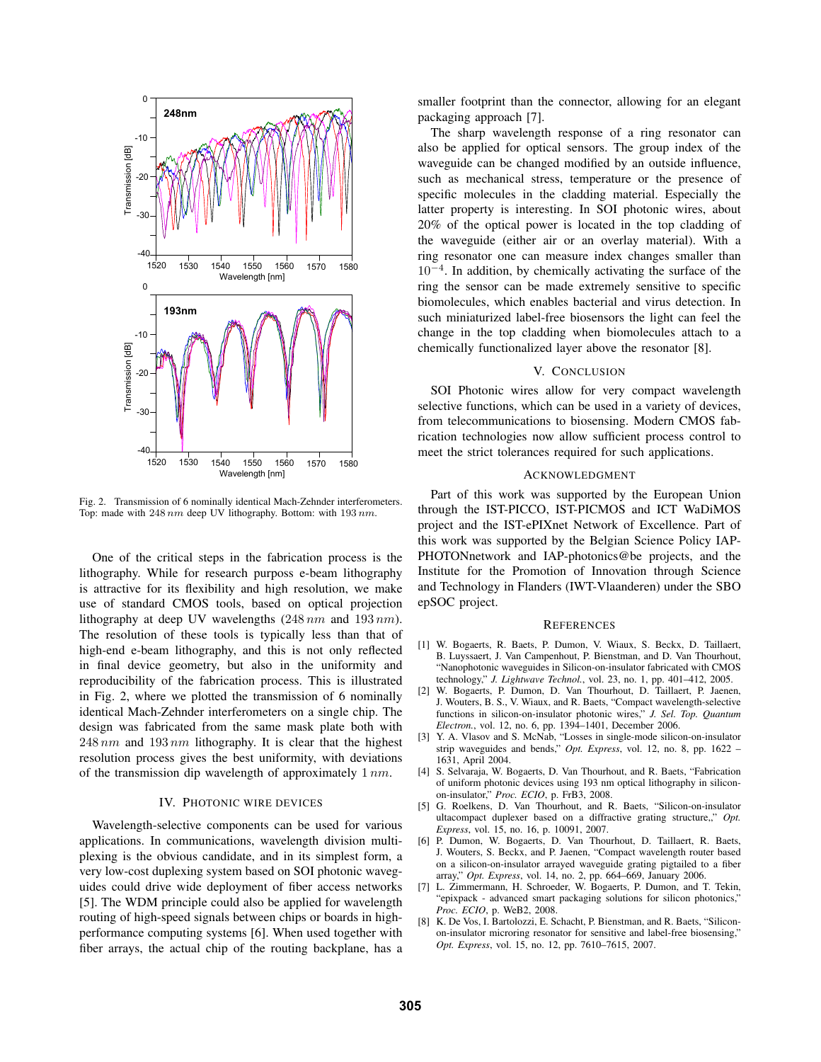248nm

0
-10
-20
-30
-40
Transmission [dB]
1520 1530 1540 1550 1560 1570 1580
Wavelength [nm]

193nm

0
-10
-20
-30
-40
Transmission [dB]
1520 1530 1540 1550 1560 1570 1580
Wavelength [nm]

Fig. 2. Transmission of 6 nominally identical Mach-Zehnder interferometers. Top: made with $248\,nm$ deep UV lithography. Bottom: with $193\,nm$.

One of the critical steps in the fabrication process is the lithography. While for research purposs e-beam lithography is attractive for its flexibility and high resolution, we make use of standard CMOS tools, based on optical projection lithography at deep UV wavelengths ($248\,nm$ and $193\,nm$). The resolution of these tools is typically less than that of high-end e-beam lithography, and this is not only reflected in final device geometry, but also in the uniformity and reproducibility of the fabrication process. This is illustrated in Fig. 2, where we plotted the transmission of 6 nominally identical Mach-Zehnder interferometers on a single chip. The design was fabricated from the same mask plate both with $248\,nm$ and $193\,nm$ lithography. It is clear that the highest resolution process gives the best uniformity, with deviations of the transmission dip wavelength of approximately $1\,nm$.

## IV. Photonic wire devices

Wavelength-selective components can be used for various applications. In communications, wavelength division multiplexing is the obvious candidate, and in its simplest form, a very low-cost duplexing system based on SOI photonic waveguides could drive wide deployment of fiber access networks [5]. The WDM principle could also be applied for wavelength routing of high-speed signals between chips or boards in high-performance computing systems [6]. When used together with fiber arrays, the actual chip of the routing backplane, has a smaller footprint than the connector, allowing for an elegant packaging approach [7].

The sharp wavelength response of a ring resonator can also be applied for optical sensors. The group index of the waveguide can be changed modified by an outside influence, such as mechanical stress, temperature or the presence of specific molecules in the cladding material. Especially the latter property is interesting. In SOI photonic wires, about 20% of the optical power is located in the top cladding of the waveguide (either air or an overlay material). With a ring resonator one can measure index changes smaller than $10^{-4}$. In addition, by chemically activating the surface of the ring the sensor can be made extremely sensitive to specific biomolecules, which enables bacterial and virus detection. In such miniaturized label-free biosensors the light can feel the change in the top cladding when biomolecules attach to a chemically functionalized layer above the resonator [8].

## V. Conclusion

SOI Photonic wires allow for very compact wavelength selective functions, which can be used in a variety of devices, from telecommunications to biosensing. Modern CMOS fabrication technologies now allow sufficient process control to meet the strict tolerances required for such applications.

## Acknowledgment

Part of this work was supported by the European Union through the IST-PICCO, IST-PICMOS and ICT WaDiMOS project and the IST-ePIXnet Network of Excellence. Part of this work was supported by the Belgian Science Policy IAP-PHOTONnetwork and IAP-photonics@be projects, and the Institute for the Promotion of Innovation through Science and Technology in Flanders (IWT-Vlaanderen) under the SBO epSOC project.

## References

[1] W. Bogaerts, R. Baets, P. Dumon, V. Wiaux, S. Beckx, D. Taillaert, B. Luyssaert, J. Van Campenhout, P. Bienstman, and D. Van Thourhout, "Nanophotonic waveguides in Silicon-on-insulator fabricated with CMOS technology," *J. Lightwave Technol.*, vol. 23, no. 1, pp. 401–412, 2005.

[2] W. Bogaerts, P. Dumon, D. Van Thourhout, D. Taillaert, P. Jaenen, J. Wouters, B. S., V. Wiaux, and R. Baets, "Compact wavelength-selective functions in silicon-on-insulator photonic wires," *J. Sel. Top. Quantum Electron.*, vol. 12, no. 6, pp. 1394–1401, December 2006.

[3] Y. A. Vlasov and S. McNab, "Losses in single-mode silicon-on-insulator strip waveguides and bends," *Opt. Express*, vol. 12, no. 8, pp. 1622 – 1631, April 2004.

[4] S. Selvaraja, W. Bogaerts, D. Van Thourhout, and R. Baets, "Fabrication of uniform photonic devices using 193 nm optical lithography in silicon-on-insulator," *Proc. ECIO*, p. FrB3, 2008.

[5] G. Roelkens, D. Van Thourhout, and R. Baets, "Silicon-on-insulator ultacompact duplexer based on a diffractive grating structure,," *Opt. Express*, vol. 15, no. 16, p. 10091, 2007.

[6] P. Dumon, W. Bogaerts, D. Van Thourhout, D. Taillaert, R. Baets, J. Wouters, S. Beckx, and P. Jaenen, "Compact wavelength router based on a silicon-on-insulator arrayed waveguide grating pigtailed to a fiber array," *Opt. Express*, vol. 14, no. 2, pp. 664–669, January 2006.

[7] L. Zimmermann, H. Schroeder, W. Bogaerts, P. Dumon, and T. Tekin, "epixpack - advanced smart packaging solutions for silicon photonics," *Proc. ECIO*, p. WeB2, 2008.

[8] K. De Vos, I. Bartolozzi, E. Schacht, P. Bienstman, and R. Baets, "Silicon-on-insulator microring resonator for sensitive and label-free biosensing," *Opt. Express*, vol. 15, no. 12, pp. 7610–7615, 2007.